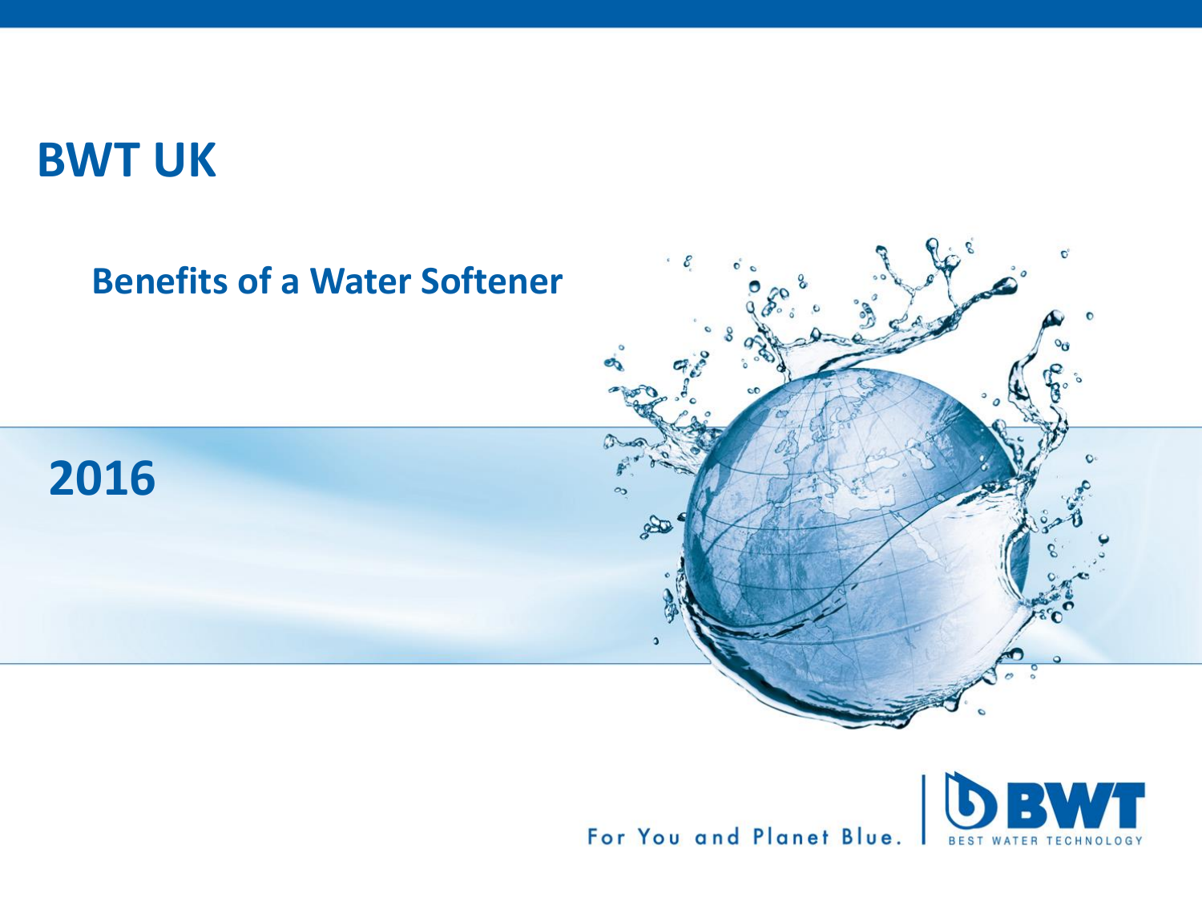# BWT UK

## Benefits of a Water Softener

## 2016

For You and Planet Blue.

BWT

BEST WATER TECHNOLOGY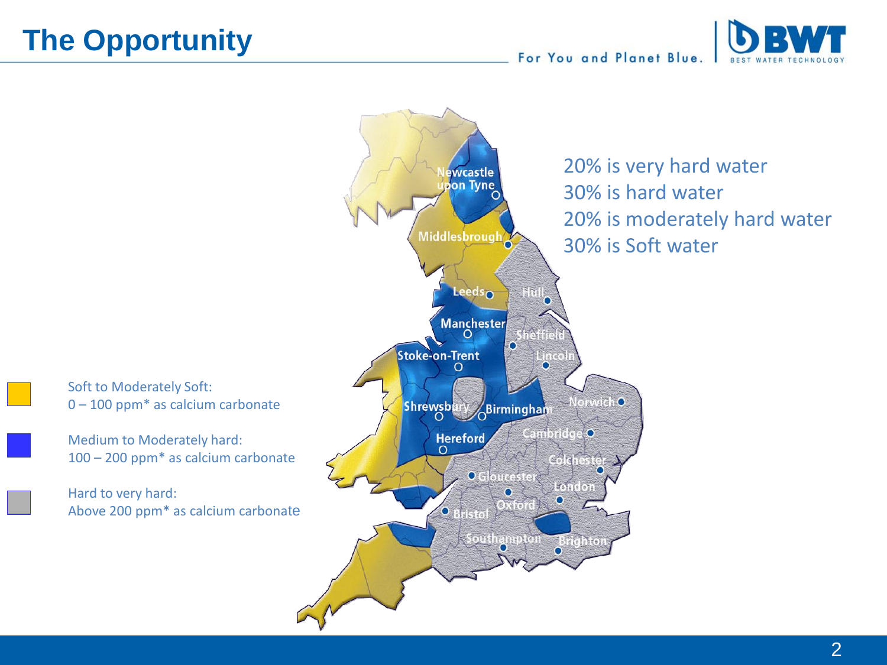# The Opportunity

20% is very hard water
30% is hard water
20% is moderately hard water
30% is Soft water

Soft to Moderately Soft:
0 – 100 ppm* as calcium carbonate

Medium to Moderately hard:
100 – 200 ppm* as calcium carbonate

Hard to very hard:
Above 200 ppm* as calcium carbonate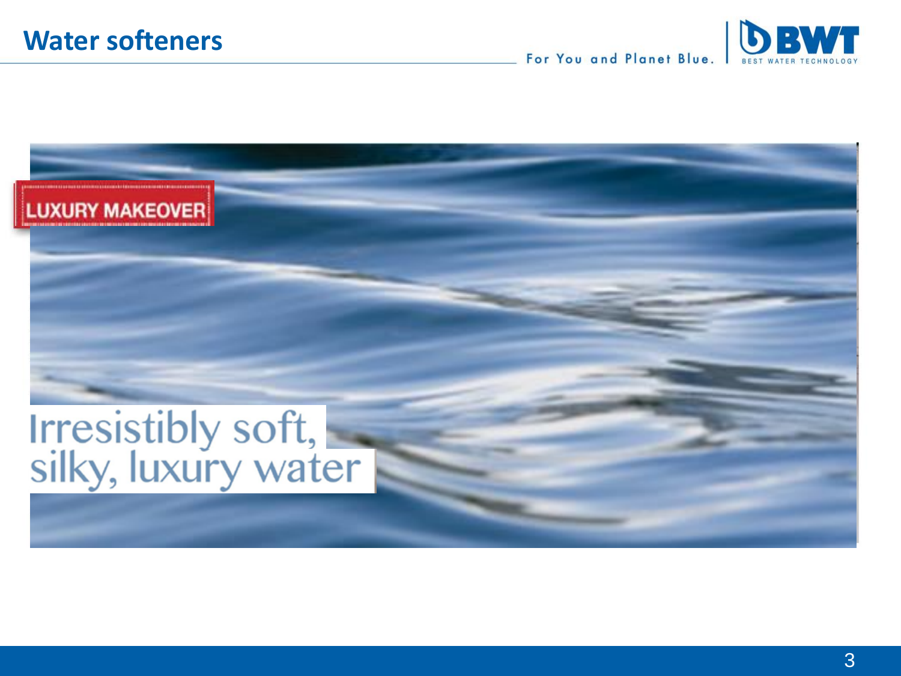# Water softeners

LUXURY MAKEOVER

Irresistibly soft, silky, luxury water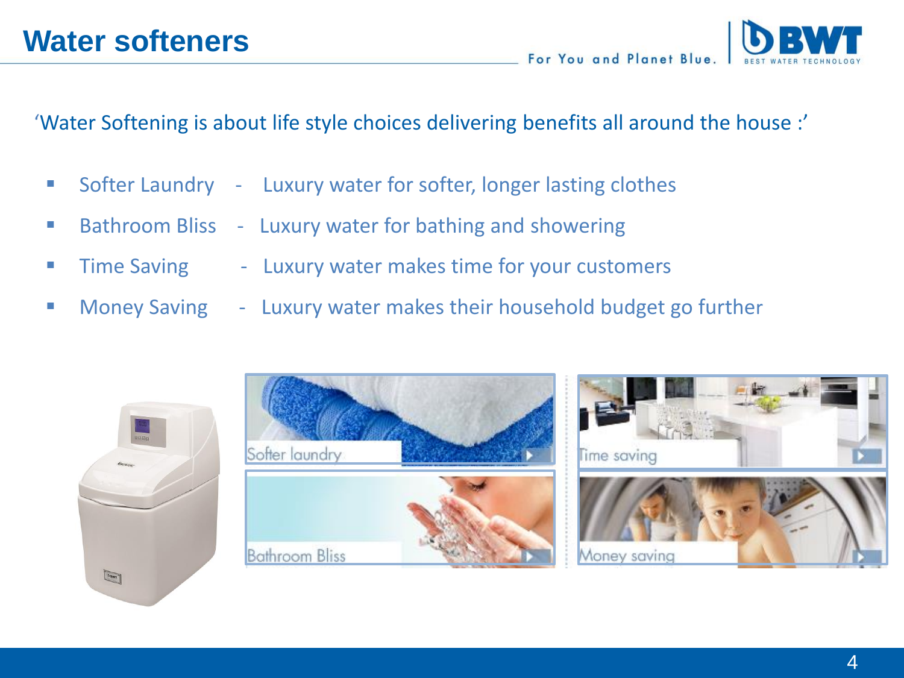# Water softeners

For You and Planet Blue.

'Water Softening is about life style choices delivering benefits all around the house :'

- Softer Laundry - Luxury water for softer, longer lasting clothes
- Bathroom Bliss - Luxury water for bathing and showering
- Time Saving - Luxury water makes time for your customers
- Money Saving - Luxury water makes their household budget go further

Softer laundry

Bathroom Bliss

Time saving

Money saving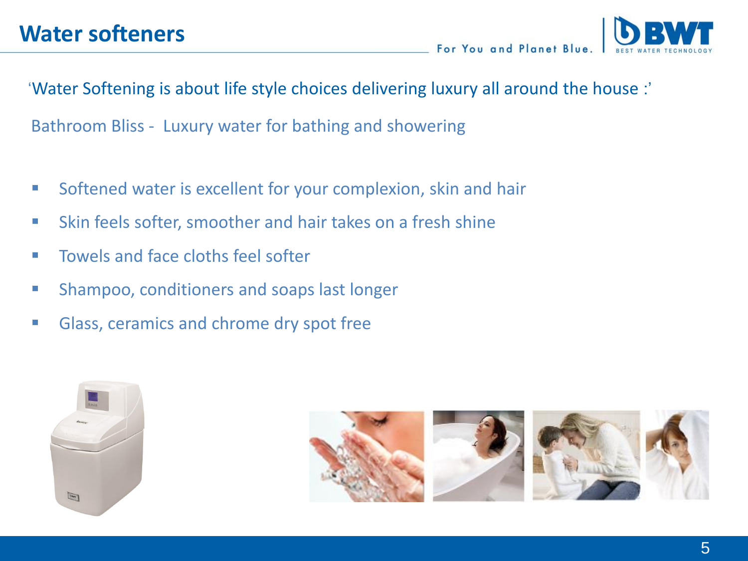# Water softeners

'Water Softening is about life style choices delivering luxury all around the house :'

Bathroom Bliss - Luxury water for bathing and showering

- Softened water is excellent for your complexion, skin and hair
- Skin feels softer, smoother and hair takes on a fresh shine
- Towels and face cloths feel softer
- Shampoo, conditioners and soaps last longer
- Glass, ceramics and chrome dry spot free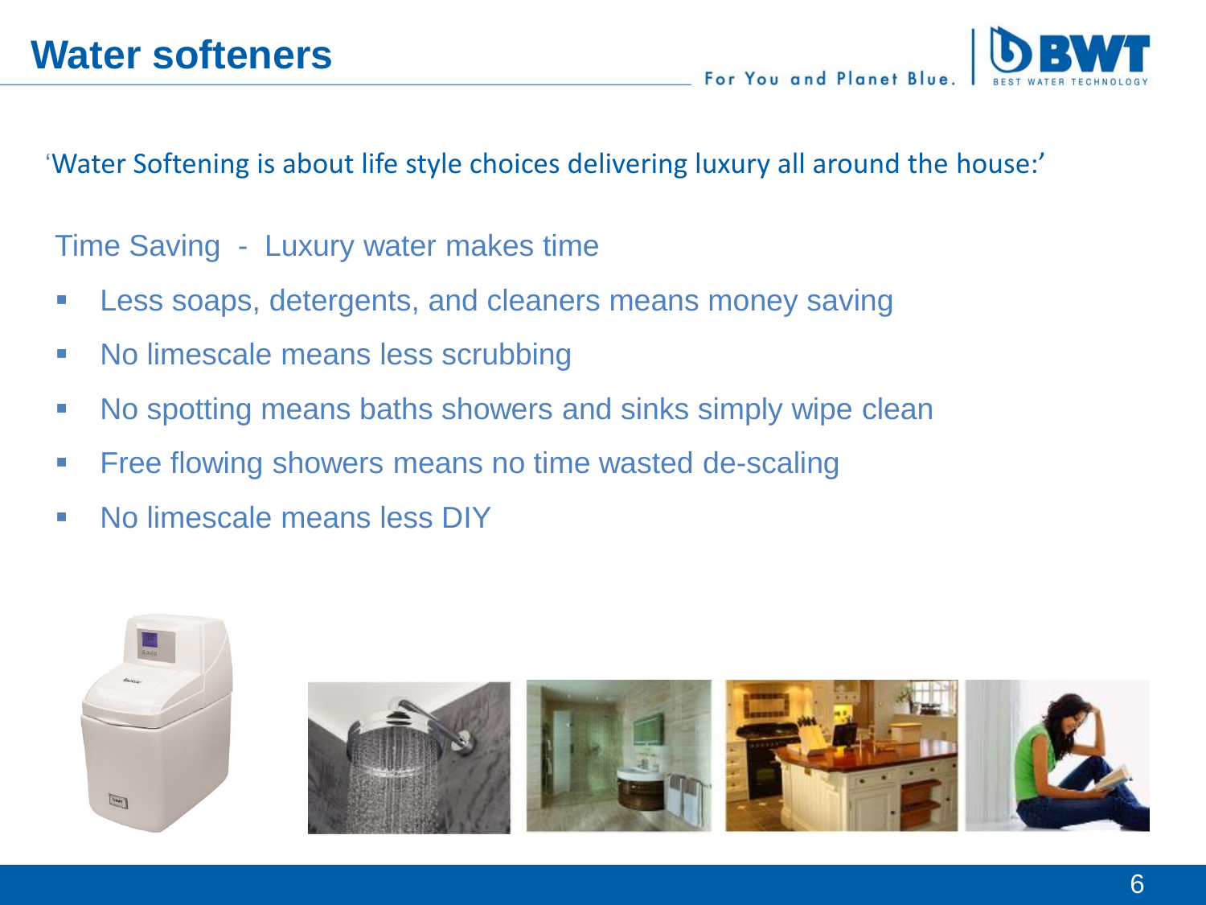# Water softeners

'Water Softening is about life style choices delivering luxury all around the house:'

Time Saving - Luxury water makes time

- Less soaps, detergents, and cleaners means money saving
- No limescale means less scrubbing
- No spotting means baths showers and sinks simply wipe clean
- Free flowing showers means no time wasted de-scaling
- No limescale means less DIY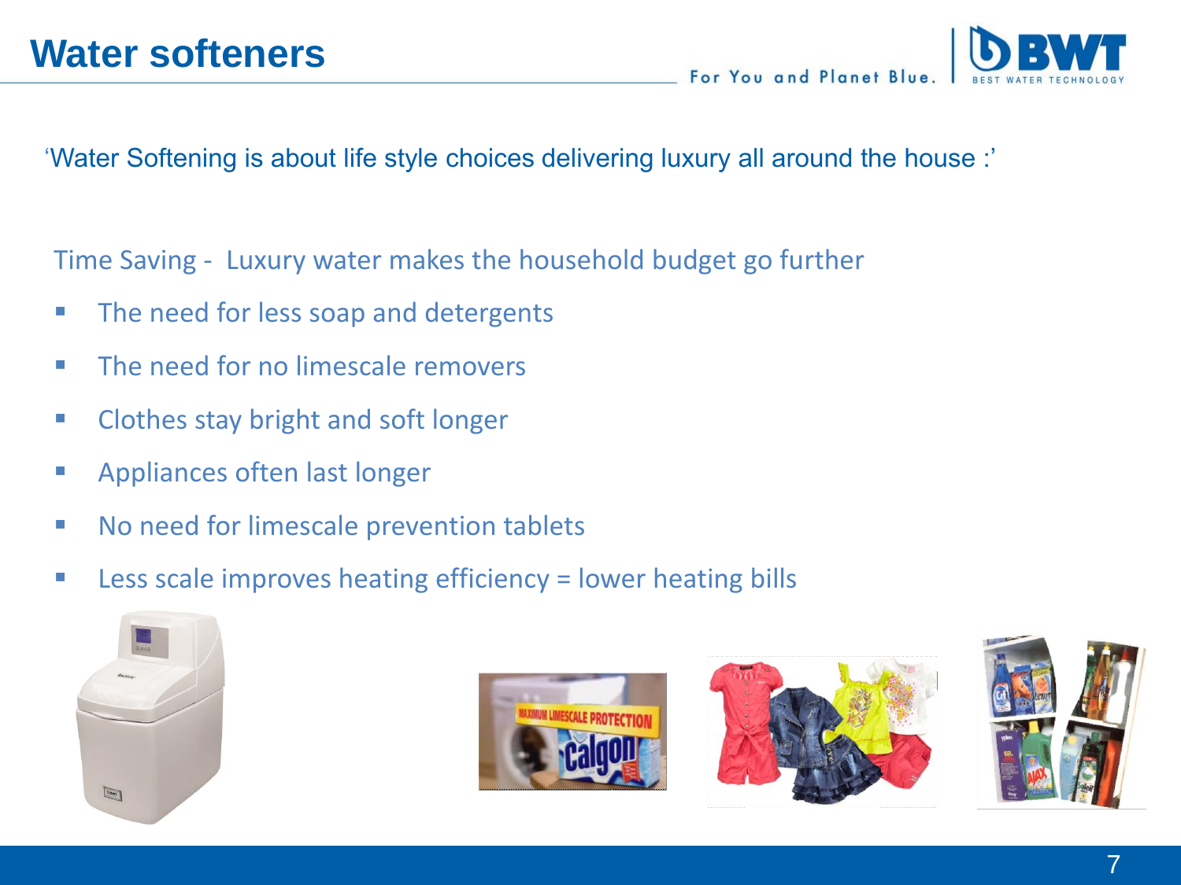# Water softeners

'Water Softening is about life style choices delivering luxury all around the house :'

Time Saving - Luxury water makes the household budget go further

- The need for less soap and detergents
- The need for no limescale removers
- Clothes stay bright and soft longer
- Appliances often last longer
- No need for limescale prevention tablets
- Less scale improves heating efficiency = lower heating bills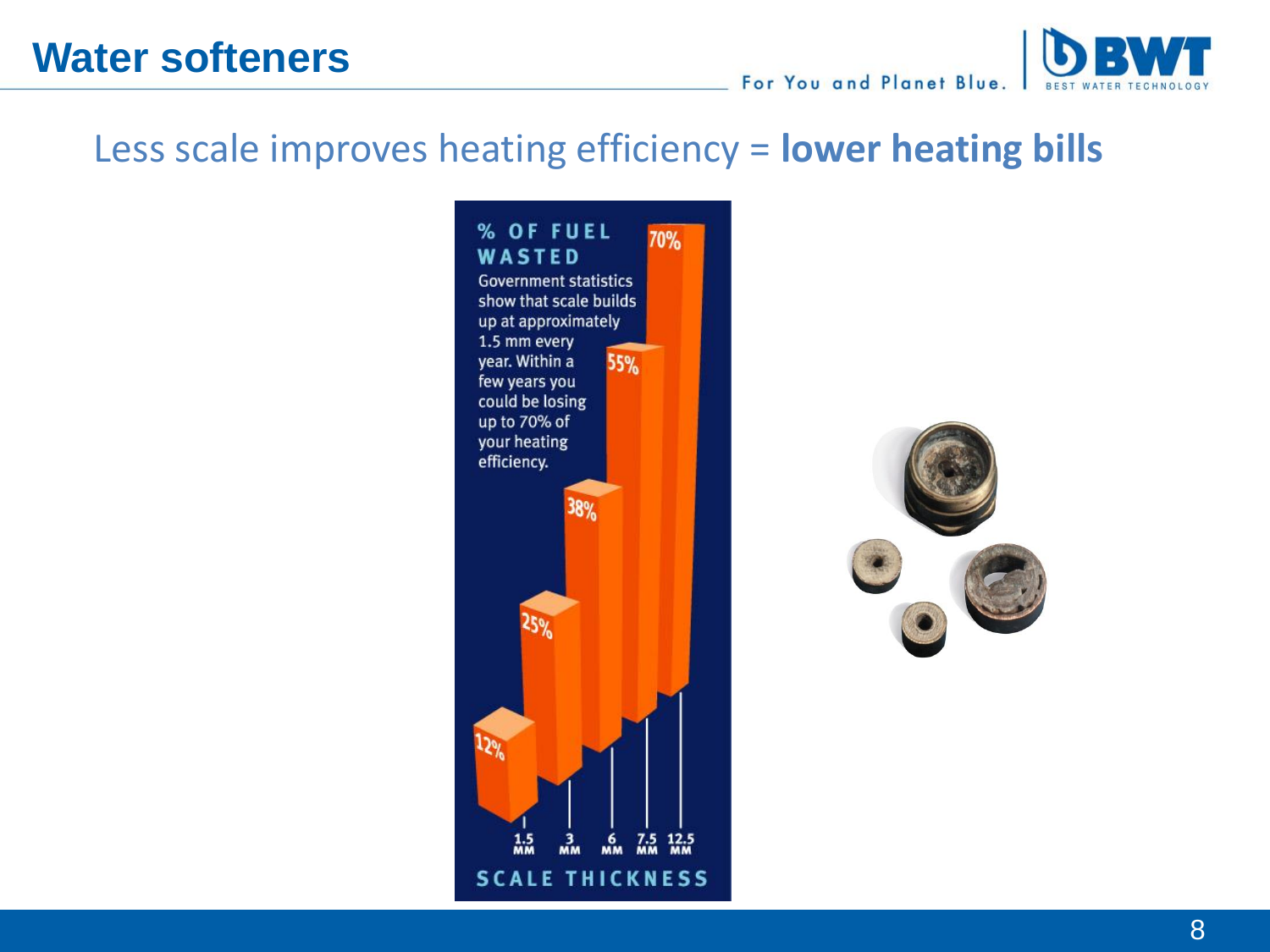# Water softeners

Less scale improves heating efficiency = **lower heating bills**

**% OF FUEL WASTED**

Government statistics show that scale builds up at approximately 1.5 mm every year. Within a few years you could be losing up to 70% of your heating efficiency.

| SCALE THICKNESS | % OF FUEL WASTED |
|---|---|
| 1.5 MM | 12% |
| 3 MM | 25% |
| 6 MM | 38% |
| 7.5 MM | 55% |
| 12.5 MM | 70% |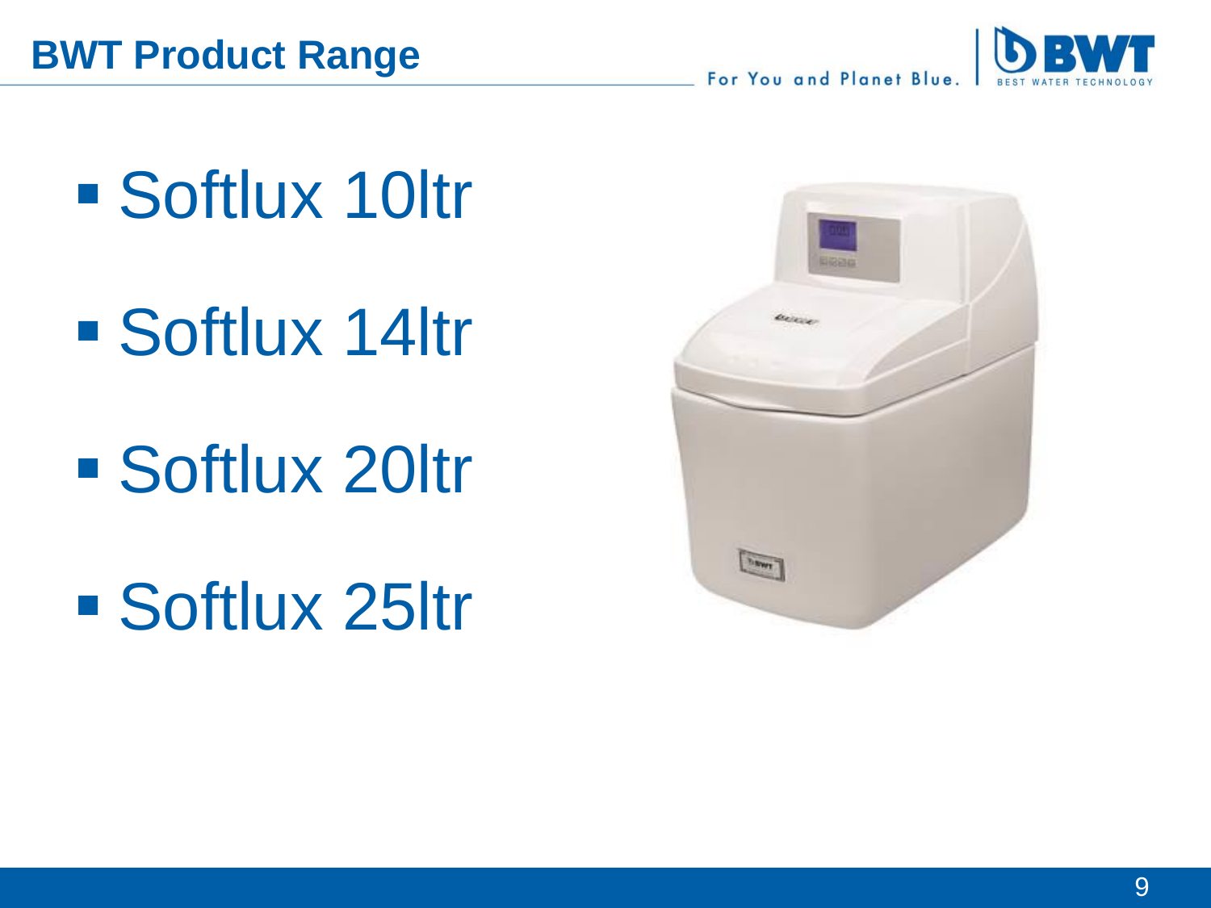# BWT Product Range

- Softlux 10ltr
- Softlux 14ltr
- Softlux 20ltr
- Softlux 25ltr